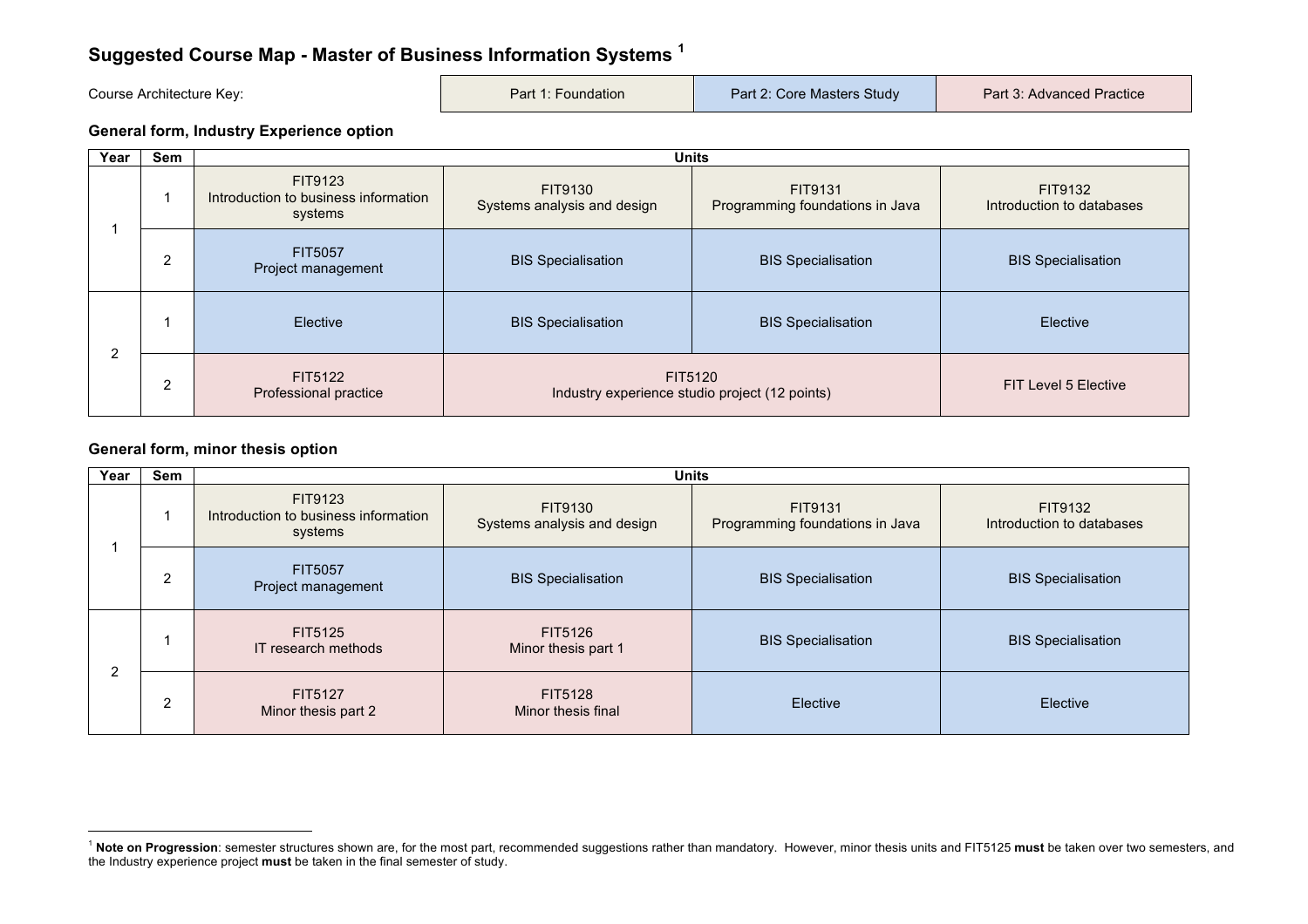# Suggested Course Map - Master of Business Information Systems [1]

Course Architecture Key:

| Part 1: Foundation | Part 2: Core Masters Study | Part 3: Advanced Practice |
|---|---|---|

## General form, Industry Experience option

| Year | Sem | Units | | | |
|---|---|---|---|---|---|
| 1 | 1 | FIT9123 Introduction to business information systems | FIT9130 Systems analysis and design | FIT9131 Programming foundations in Java | FIT9132 Introduction to databases |
| | 2 | FIT5057 Project management | BIS Specialisation | BIS Specialisation | BIS Specialisation |
| 2 | 1 | Elective | BIS Specialisation | BIS Specialisation | Elective |
| | 2 | FIT5122 Professional practice | FIT5120 Industry experience studio project (12 points) | | FIT Level 5 Elective |

## General form, minor thesis option

| Year | Sem | Units | | | |
|---|---|---|---|---|---|
| 1 | 1 | FIT9123 Introduction to business information systems | FIT9130 Systems analysis and design | FIT9131 Programming foundations in Java | FIT9132 Introduction to databases |
| | 2 | FIT5057 Project management | BIS Specialisation | BIS Specialisation | BIS Specialisation |
| 2 | 1 | FIT5125 IT research methods | FIT5126 Minor thesis part 1 | BIS Specialisation | BIS Specialisation |
| | 2 | FIT5127 Minor thesis part 2 | FIT5128 Minor thesis final | Elective | Elective |

[1] **Note on Progression**: semester structures shown are, for the most part, recommended suggestions rather than mandatory. However, minor thesis units and FIT5125 **must** be taken over two semesters, and the Industry experience project **must** be taken in the final semester of study.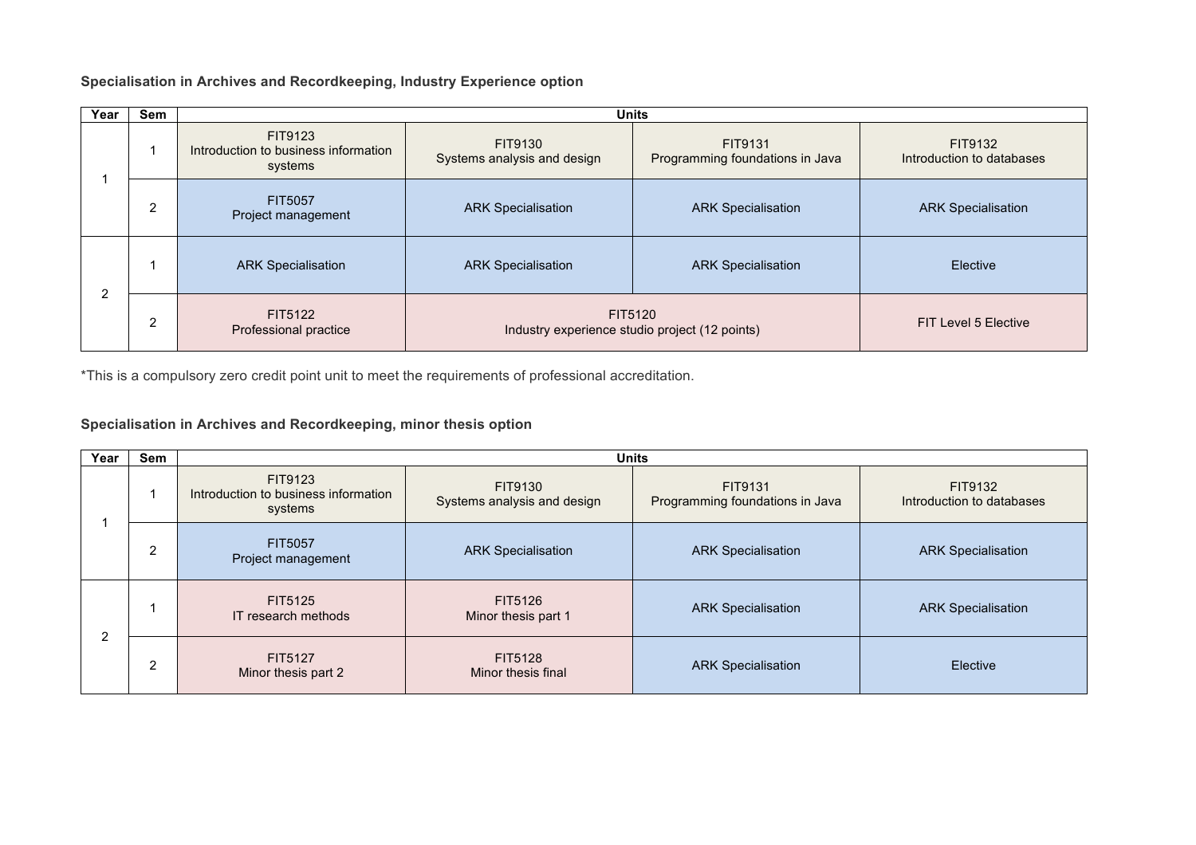**Specialisation in Archives and Recordkeeping, Industry Experience option**

| Year | Sem | Units | | | |
|---|---|---|---|---|---|
| 1 | 1 | FIT9123 Introduction to business information systems | FIT9130 Systems analysis and design | FIT9131 Programming foundations in Java | FIT9132 Introduction to databases |
| | 2 | FIT5057 Project management | ARK Specialisation | ARK Specialisation | ARK Specialisation |
| 2 | 1 | ARK Specialisation | ARK Specialisation | ARK Specialisation | Elective |
| | 2 | FIT5122 Professional practice | FIT5120 Industry experience studio project (12 points) | | FIT Level 5 Elective |

*This is a compulsory zero credit point unit to meet the requirements of professional accreditation.

**Specialisation in Archives and Recordkeeping, minor thesis option**

| Year | Sem | Units | | | |
|---|---|---|---|---|---|
| 1 | 1 | FIT9123 Introduction to business information systems | FIT9130 Systems analysis and design | FIT9131 Programming foundations in Java | FIT9132 Introduction to databases |
| | 2 | FIT5057 Project management | ARK Specialisation | ARK Specialisation | ARK Specialisation |
| 2 | 1 | FIT5125 IT research methods | FIT5126 Minor thesis part 1 | ARK Specialisation | ARK Specialisation |
| | 2 | FIT5127 Minor thesis part 2 | FIT5128 Minor thesis final | ARK Specialisation | Elective |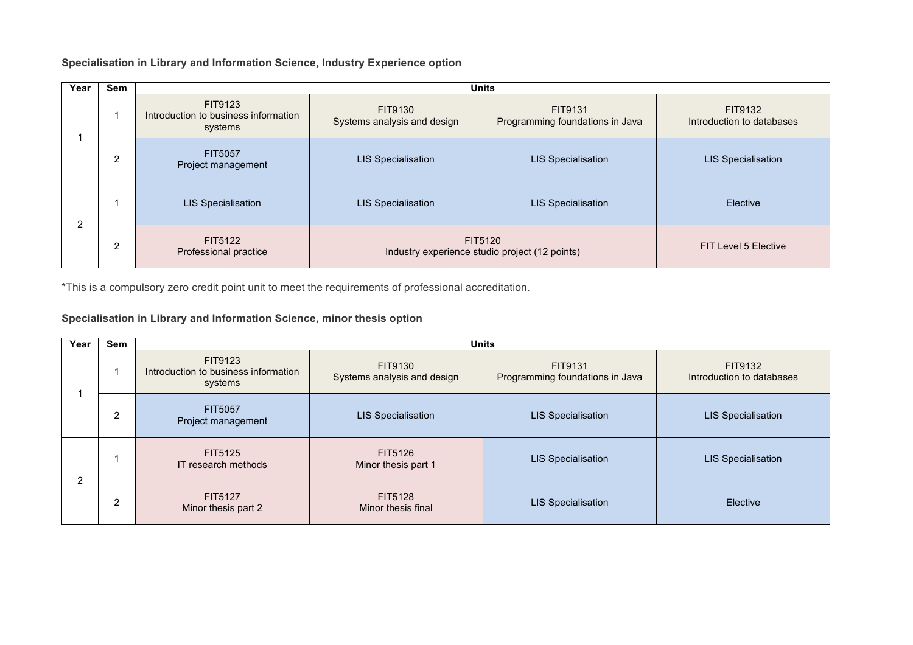**Specialisation in Library and Information Science, Industry Experience option**

| Year | Sem | Units | | | |
|---|---|---|---|---|---|
| 1 | 1 | FIT9123 Introduction to business information systems | FIT9130 Systems analysis and design | FIT9131 Programming foundations in Java | FIT9132 Introduction to databases |
| | 2 | FIT5057 Project management | LIS Specialisation | LIS Specialisation | LIS Specialisation |
| 2 | 1 | LIS Specialisation | LIS Specialisation | LIS Specialisation | Elective |
| | 2 | FIT5122 Professional practice | FIT5120 Industry experience studio project (12 points) | | FIT Level 5 Elective |

*This is a compulsory zero credit point unit to meet the requirements of professional accreditation.

**Specialisation in Library and Information Science, minor thesis option**

| Year | Sem | Units | | | |
|---|---|---|---|---|---|
| 1 | 1 | FIT9123 Introduction to business information systems | FIT9130 Systems analysis and design | FIT9131 Programming foundations in Java | FIT9132 Introduction to databases |
| | 2 | FIT5057 Project management | LIS Specialisation | LIS Specialisation | LIS Specialisation |
| 2 | 1 | FIT5125 IT research methods | FIT5126 Minor thesis part 1 | LIS Specialisation | LIS Specialisation |
| | 2 | FIT5127 Minor thesis part 2 | FIT5128 Minor thesis final | LIS Specialisation | Elective |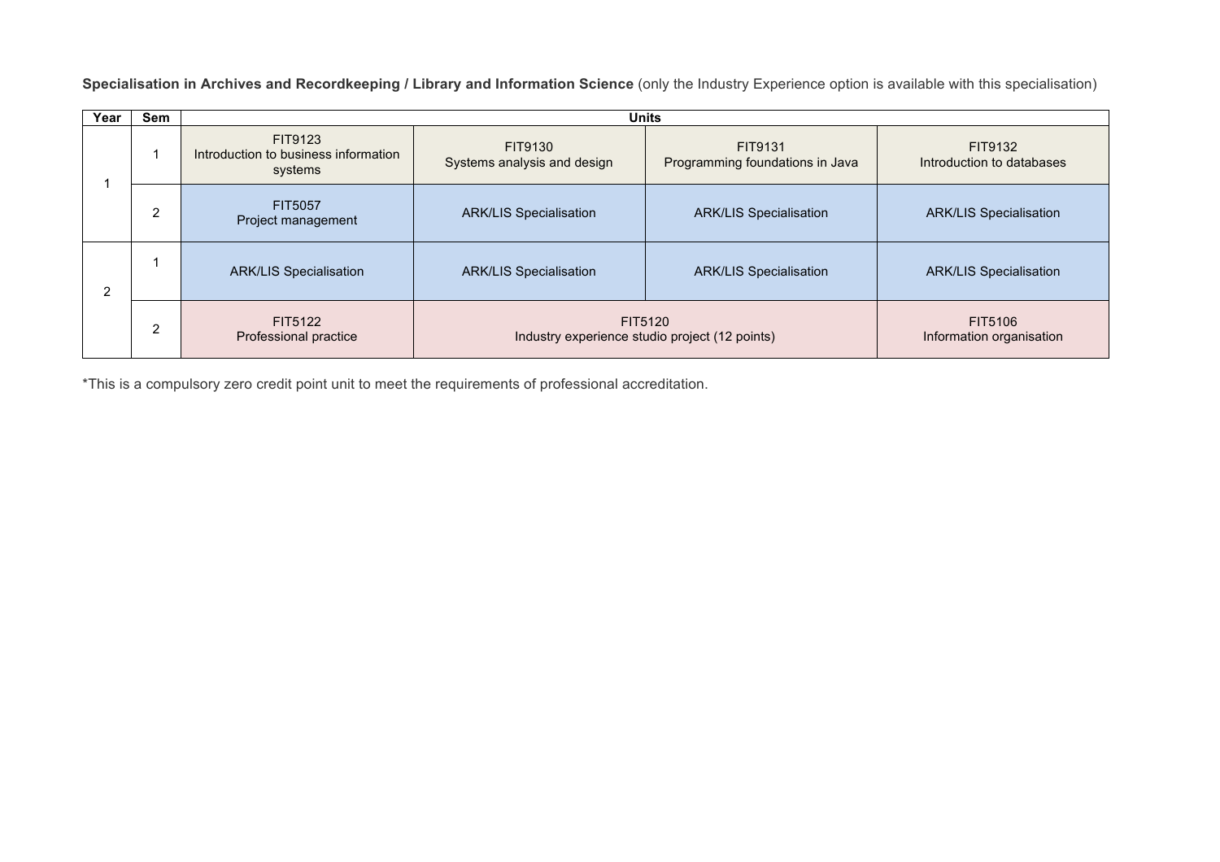**Specialisation in Archives and Recordkeeping / Library and Information Science** (only the Industry Experience option is available with this specialisation)

| Year | Sem | Units | | | |
|---|---|---|---|---|---|
| 1 | 1 | FIT9123 Introduction to business information systems | FIT9130 Systems analysis and design | FIT9131 Programming foundations in Java | FIT9132 Introduction to databases |
| | 2 | FIT5057 Project management | ARK/LIS Specialisation | ARK/LIS Specialisation | ARK/LIS Specialisation |
| 2 | 1 | ARK/LIS Specialisation | ARK/LIS Specialisation | ARK/LIS Specialisation | ARK/LIS Specialisation |
| | 2 | FIT5122 Professional practice | FIT5120 Industry experience studio project (12 points) | | FIT5106 Information organisation |

*This is a compulsory zero credit point unit to meet the requirements of professional accreditation.